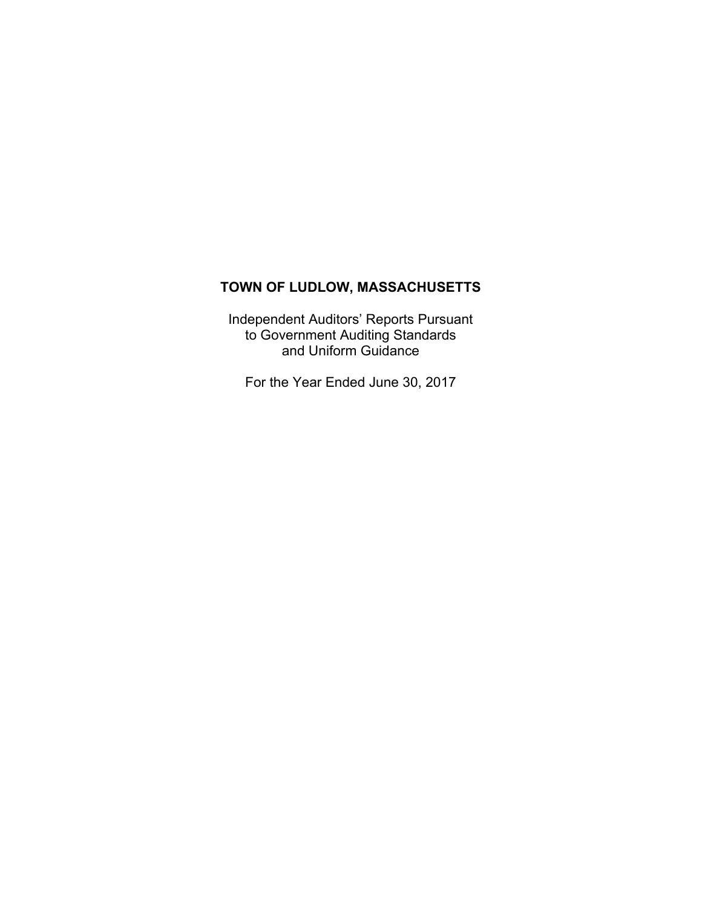# TOWN OF LUDLOW, MASSACHUSETTS

Independent Auditors' Reports Pursuant
to Government Auditing Standards
and Uniform Guidance

For the Year Ended June 30, 2017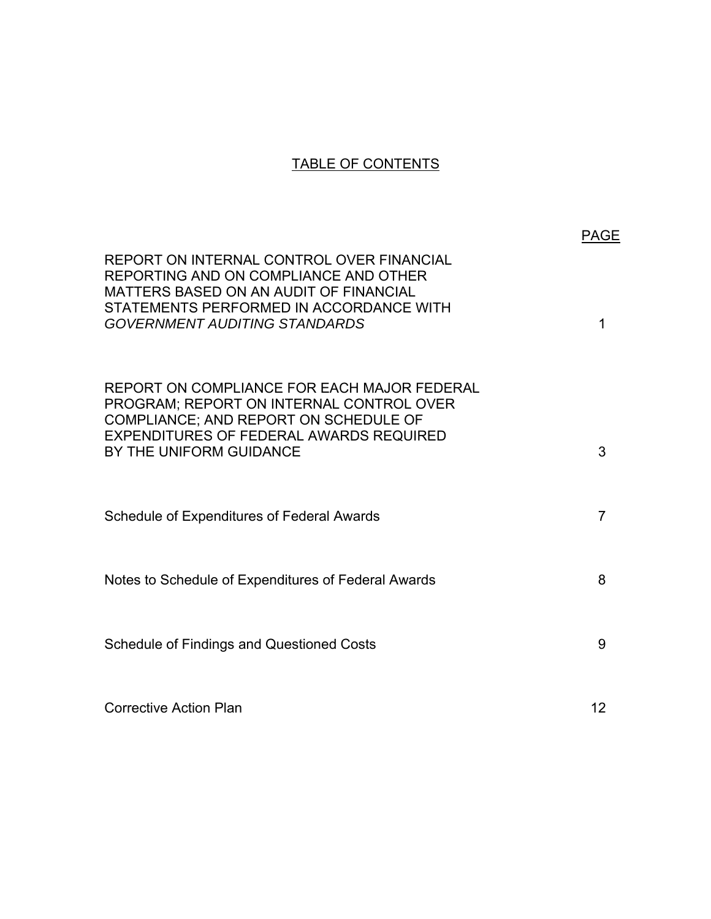# TABLE OF CONTENTS

| | PAGE |
|---|---|
| REPORT ON INTERNAL CONTROL OVER FINANCIAL REPORTING AND ON COMPLIANCE AND OTHER MATTERS BASED ON AN AUDIT OF FINANCIAL STATEMENTS PERFORMED IN ACCORDANCE WITH *GOVERNMENT AUDITING STANDARDS* | 1 |
| REPORT ON COMPLIANCE FOR EACH MAJOR FEDERAL PROGRAM; REPORT ON INTERNAL CONTROL OVER COMPLIANCE; AND REPORT ON SCHEDULE OF EXPENDITURES OF FEDERAL AWARDS REQUIRED BY THE UNIFORM GUIDANCE | 3 |
| Schedule of Expenditures of Federal Awards | 7 |
| Notes to Schedule of Expenditures of Federal Awards | 8 |
| Schedule of Findings and Questioned Costs | 9 |
| Corrective Action Plan | 12 |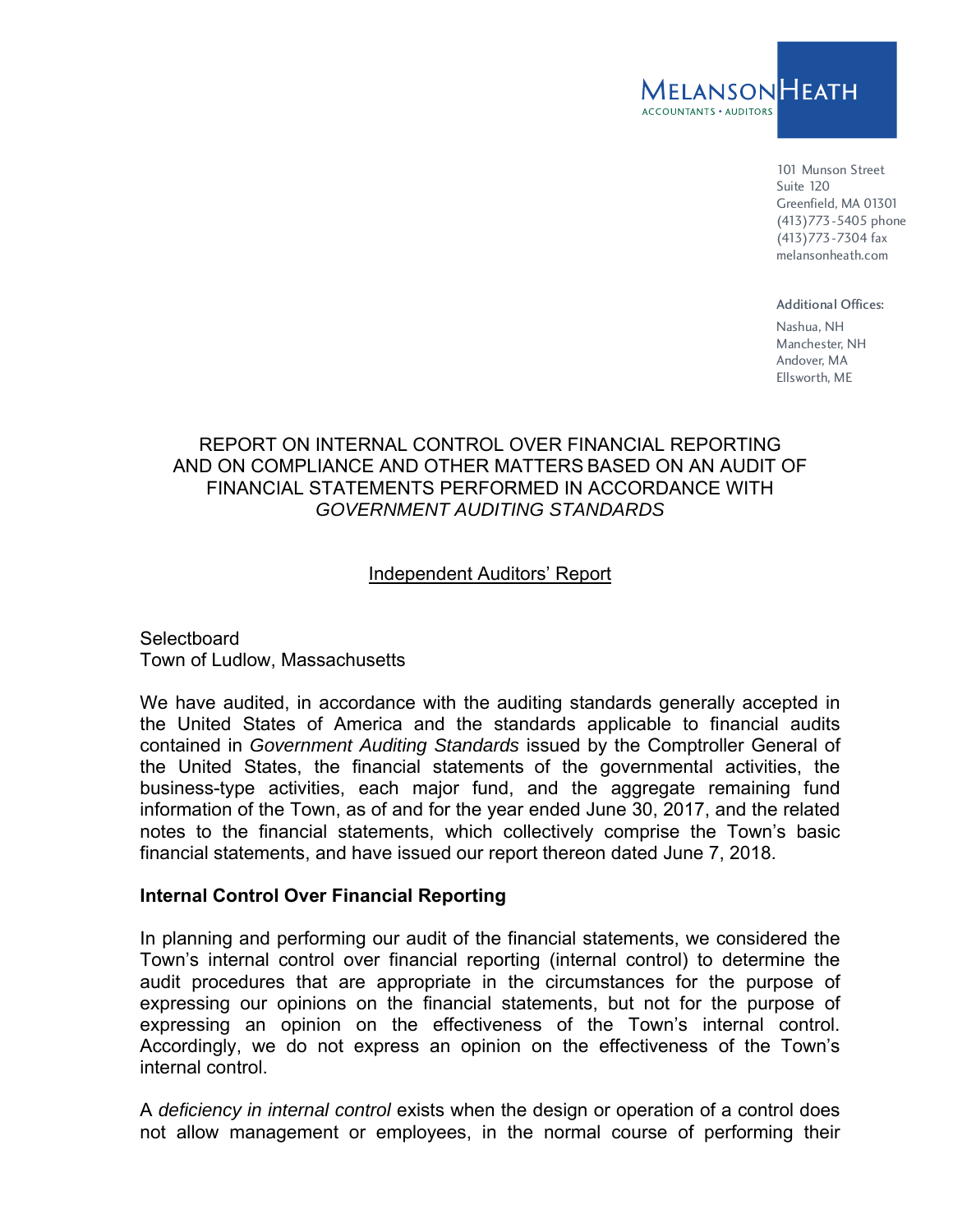MELANSON HEATH
ACCOUNTANTS • AUDITORS

101 Munson Street
Suite 120
Greenfield, MA 01301
(413)773-5405 phone
(413)773-7304 fax
melansonheath.com

Additional Offices:
Nashua, NH
Manchester, NH
Andover, MA
Ellsworth, ME

# REPORT ON INTERNAL CONTROL OVER FINANCIAL REPORTING AND ON COMPLIANCE AND OTHER MATTERS BASED ON AN AUDIT OF FINANCIAL STATEMENTS PERFORMED IN ACCORDANCE WITH *GOVERNMENT AUDITING STANDARDS*

## Independent Auditors' Report

Selectboard
Town of Ludlow, Massachusetts

We have audited, in accordance with the auditing standards generally accepted in the United States of America and the standards applicable to financial audits contained in *Government Auditing Standards* issued by the Comptroller General of the United States, the financial statements of the governmental activities, the business-type activities, each major fund, and the aggregate remaining fund information of the Town, as of and for the year ended June 30, 2017, and the related notes to the financial statements, which collectively comprise the Town's basic financial statements, and have issued our report thereon dated June 7, 2018.

**Internal Control Over Financial Reporting**

In planning and performing our audit of the financial statements, we considered the Town's internal control over financial reporting (internal control) to determine the audit procedures that are appropriate in the circumstances for the purpose of expressing our opinions on the financial statements, but not for the purpose of expressing an opinion on the effectiveness of the Town's internal control. Accordingly, we do not express an opinion on the effectiveness of the Town's internal control.

A *deficiency in internal control* exists when the design or operation of a control does not allow management or employees, in the normal course of performing their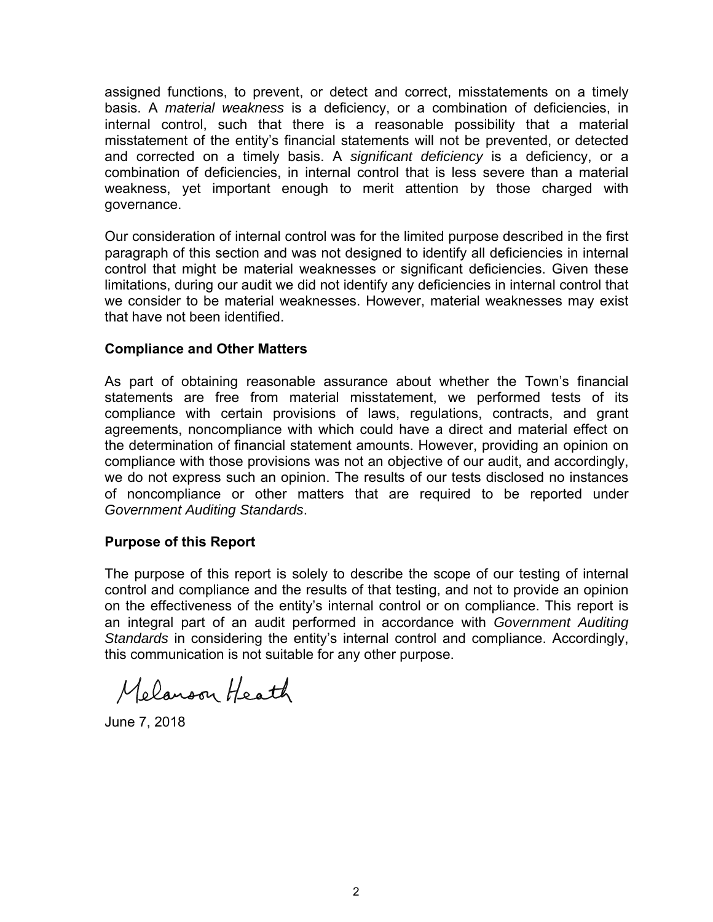assigned functions, to prevent, or detect and correct, misstatements on a timely basis. A *material weakness* is a deficiency, or a combination of deficiencies, in internal control, such that there is a reasonable possibility that a material misstatement of the entity's financial statements will not be prevented, or detected and corrected on a timely basis. A *significant deficiency* is a deficiency, or a combination of deficiencies, in internal control that is less severe than a material weakness, yet important enough to merit attention by those charged with governance.

Our consideration of internal control was for the limited purpose described in the first paragraph of this section and was not designed to identify all deficiencies in internal control that might be material weaknesses or significant deficiencies. Given these limitations, during our audit we did not identify any deficiencies in internal control that we consider to be material weaknesses. However, material weaknesses may exist that have not been identified.

**Compliance and Other Matters**

As part of obtaining reasonable assurance about whether the Town's financial statements are free from material misstatement, we performed tests of its compliance with certain provisions of laws, regulations, contracts, and grant agreements, noncompliance with which could have a direct and material effect on the determination of financial statement amounts. However, providing an opinion on compliance with those provisions was not an objective of our audit, and accordingly, we do not express such an opinion. The results of our tests disclosed no instances of noncompliance or other matters that are required to be reported under *Government Auditing Standards*.

**Purpose of this Report**

The purpose of this report is solely to describe the scope of our testing of internal control and compliance and the results of that testing, and not to provide an opinion on the effectiveness of the entity's internal control or on compliance. This report is an integral part of an audit performed in accordance with *Government Auditing Standards* in considering the entity's internal control and compliance. Accordingly, this communication is not suitable for any other purpose.

Melanson Heath

June 7, 2018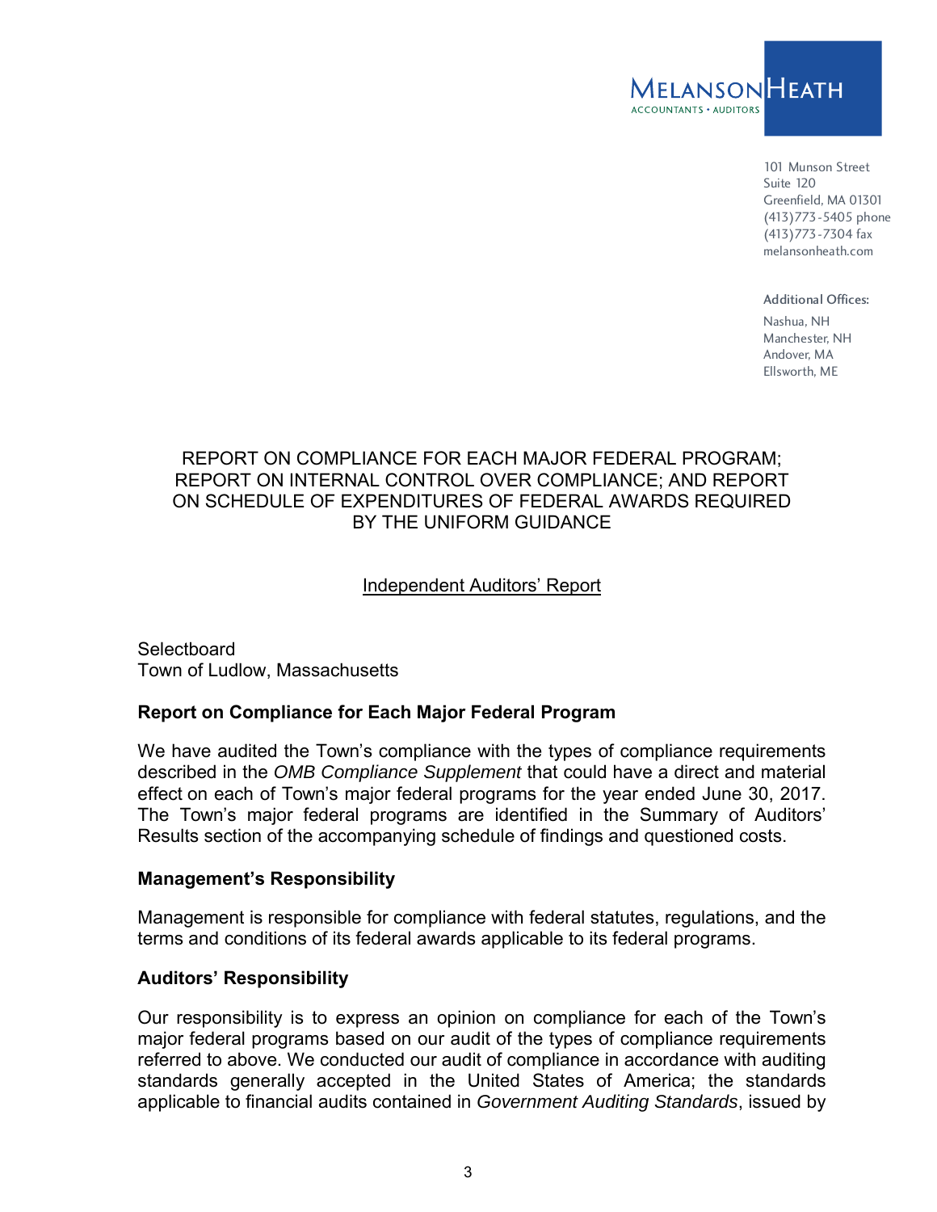MELANSON HEATH
ACCOUNTANTS • AUDITORS

101 Munson Street
Suite 120
Greenfield, MA 01301
(413)773-5405 phone
(413)773-7304 fax
melansonheath.com

Additional Offices:
Nashua, NH
Manchester, NH
Andover, MA
Ellsworth, ME

# REPORT ON COMPLIANCE FOR EACH MAJOR FEDERAL PROGRAM; REPORT ON INTERNAL CONTROL OVER COMPLIANCE; AND REPORT ON SCHEDULE OF EXPENDITURES OF FEDERAL AWARDS REQUIRED BY THE UNIFORM GUIDANCE

Independent Auditors' Report

Selectboard
Town of Ludlow, Massachusetts

### Report on Compliance for Each Major Federal Program

We have audited the Town's compliance with the types of compliance requirements described in the *OMB Compliance Supplement* that could have a direct and material effect on each of Town's major federal programs for the year ended June 30, 2017. The Town's major federal programs are identified in the Summary of Auditors' Results section of the accompanying schedule of findings and questioned costs.

### Management's Responsibility

Management is responsible for compliance with federal statutes, regulations, and the terms and conditions of its federal awards applicable to its federal programs.

### Auditors' Responsibility

Our responsibility is to express an opinion on compliance for each of the Town's major federal programs based on our audit of the types of compliance requirements referred to above. We conducted our audit of compliance in accordance with auditing standards generally accepted in the United States of America; the standards applicable to financial audits contained in *Government Auditing Standards*, issued by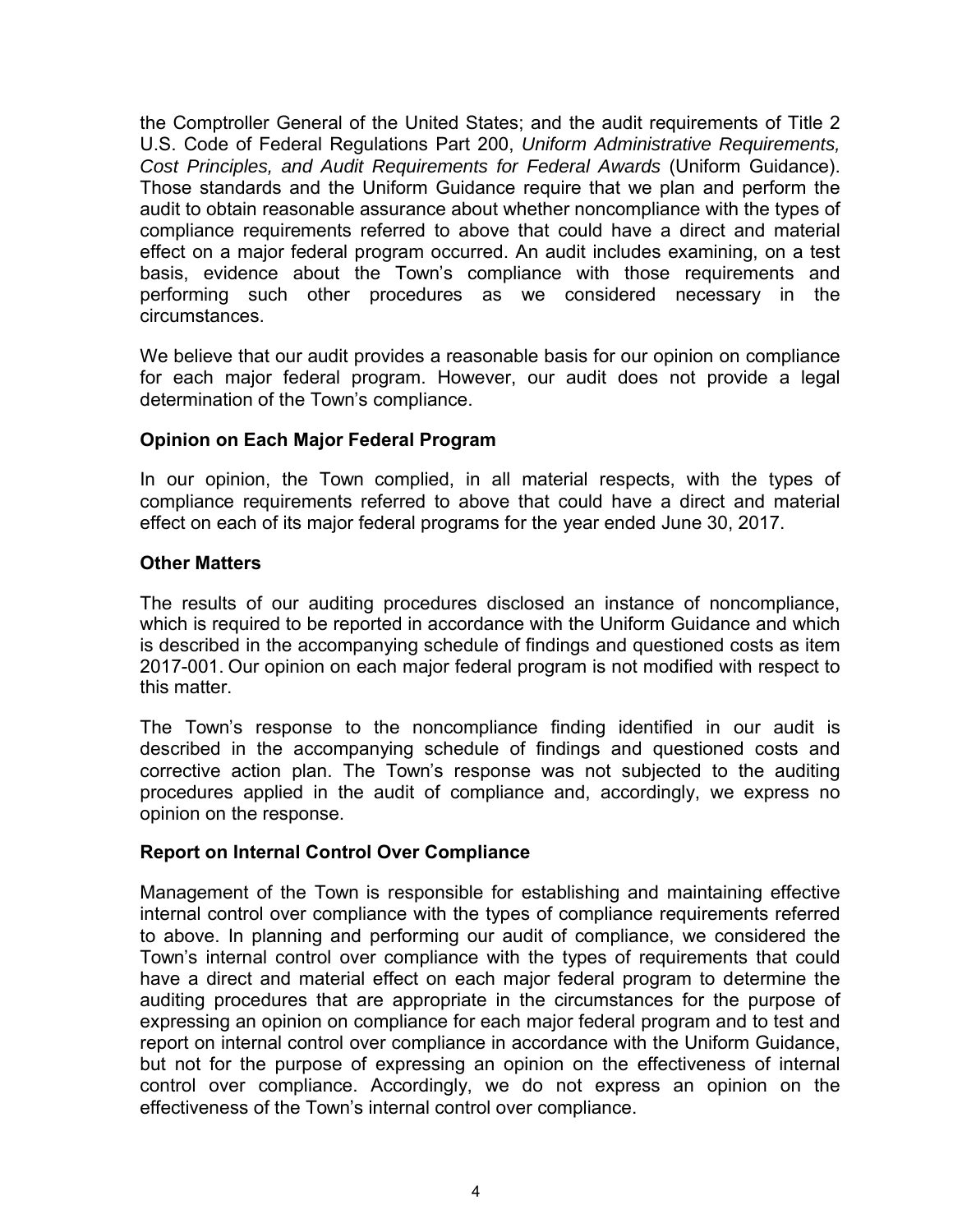the Comptroller General of the United States; and the audit requirements of Title 2 U.S. Code of Federal Regulations Part 200, *Uniform Administrative Requirements, Cost Principles, and Audit Requirements for Federal Awards* (Uniform Guidance). Those standards and the Uniform Guidance require that we plan and perform the audit to obtain reasonable assurance about whether noncompliance with the types of compliance requirements referred to above that could have a direct and material effect on a major federal program occurred. An audit includes examining, on a test basis, evidence about the Town's compliance with those requirements and performing such other procedures as we considered necessary in the circumstances.

We believe that our audit provides a reasonable basis for our opinion on compliance for each major federal program. However, our audit does not provide a legal determination of the Town's compliance.

### Opinion on Each Major Federal Program

In our opinion, the Town complied, in all material respects, with the types of compliance requirements referred to above that could have a direct and material effect on each of its major federal programs for the year ended June 30, 2017.

### Other Matters

The results of our auditing procedures disclosed an instance of noncompliance, which is required to be reported in accordance with the Uniform Guidance and which is described in the accompanying schedule of findings and questioned costs as item 2017-001. Our opinion on each major federal program is not modified with respect to this matter.

The Town's response to the noncompliance finding identified in our audit is described in the accompanying schedule of findings and questioned costs and corrective action plan. The Town's response was not subjected to the auditing procedures applied in the audit of compliance and, accordingly, we express no opinion on the response.

### Report on Internal Control Over Compliance

Management of the Town is responsible for establishing and maintaining effective internal control over compliance with the types of compliance requirements referred to above. In planning and performing our audit of compliance, we considered the Town's internal control over compliance with the types of requirements that could have a direct and material effect on each major federal program to determine the auditing procedures that are appropriate in the circumstances for the purpose of expressing an opinion on compliance for each major federal program and to test and report on internal control over compliance in accordance with the Uniform Guidance, but not for the purpose of expressing an opinion on the effectiveness of internal control over compliance. Accordingly, we do not express an opinion on the effectiveness of the Town's internal control over compliance.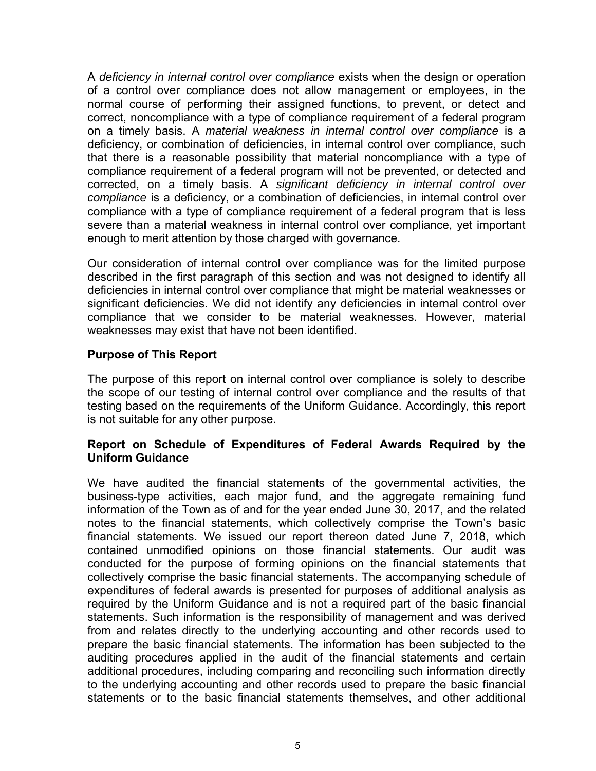A *deficiency in internal control over compliance* exists when the design or operation of a control over compliance does not allow management or employees, in the normal course of performing their assigned functions, to prevent, or detect and correct, noncompliance with a type of compliance requirement of a federal program on a timely basis. A *material weakness in internal control over compliance* is a deficiency, or combination of deficiencies, in internal control over compliance, such that there is a reasonable possibility that material noncompliance with a type of compliance requirement of a federal program will not be prevented, or detected and corrected, on a timely basis. A *significant deficiency in internal control over compliance* is a deficiency, or a combination of deficiencies, in internal control over compliance with a type of compliance requirement of a federal program that is less severe than a material weakness in internal control over compliance, yet important enough to merit attention by those charged with governance.

Our consideration of internal control over compliance was for the limited purpose described in the first paragraph of this section and was not designed to identify all deficiencies in internal control over compliance that might be material weaknesses or significant deficiencies. We did not identify any deficiencies in internal control over compliance that we consider to be material weaknesses. However, material weaknesses may exist that have not been identified.

**Purpose of This Report**

The purpose of this report on internal control over compliance is solely to describe the scope of our testing of internal control over compliance and the results of that testing based on the requirements of the Uniform Guidance. Accordingly, this report is not suitable for any other purpose.

**Report on Schedule of Expenditures of Federal Awards Required by the Uniform Guidance**

We have audited the financial statements of the governmental activities, the business-type activities, each major fund, and the aggregate remaining fund information of the Town as of and for the year ended June 30, 2017, and the related notes to the financial statements, which collectively comprise the Town's basic financial statements. We issued our report thereon dated June 7, 2018, which contained unmodified opinions on those financial statements. Our audit was conducted for the purpose of forming opinions on the financial statements that collectively comprise the basic financial statements. The accompanying schedule of expenditures of federal awards is presented for purposes of additional analysis as required by the Uniform Guidance and is not a required part of the basic financial statements. Such information is the responsibility of management and was derived from and relates directly to the underlying accounting and other records used to prepare the basic financial statements. The information has been subjected to the auditing procedures applied in the audit of the financial statements and certain additional procedures, including comparing and reconciling such information directly to the underlying accounting and other records used to prepare the basic financial statements or to the basic financial statements themselves, and other additional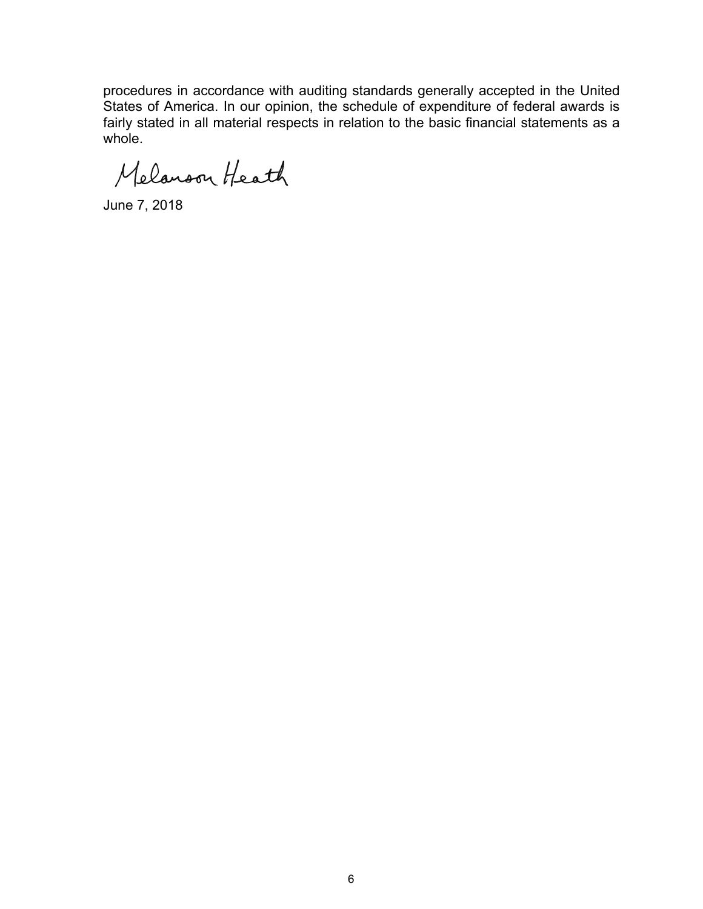procedures in accordance with auditing standards generally accepted in the United States of America. In our opinion, the schedule of expenditure of federal awards is fairly stated in all material respects in relation to the basic financial statements as a whole.

Melanson Heath

June 7, 2018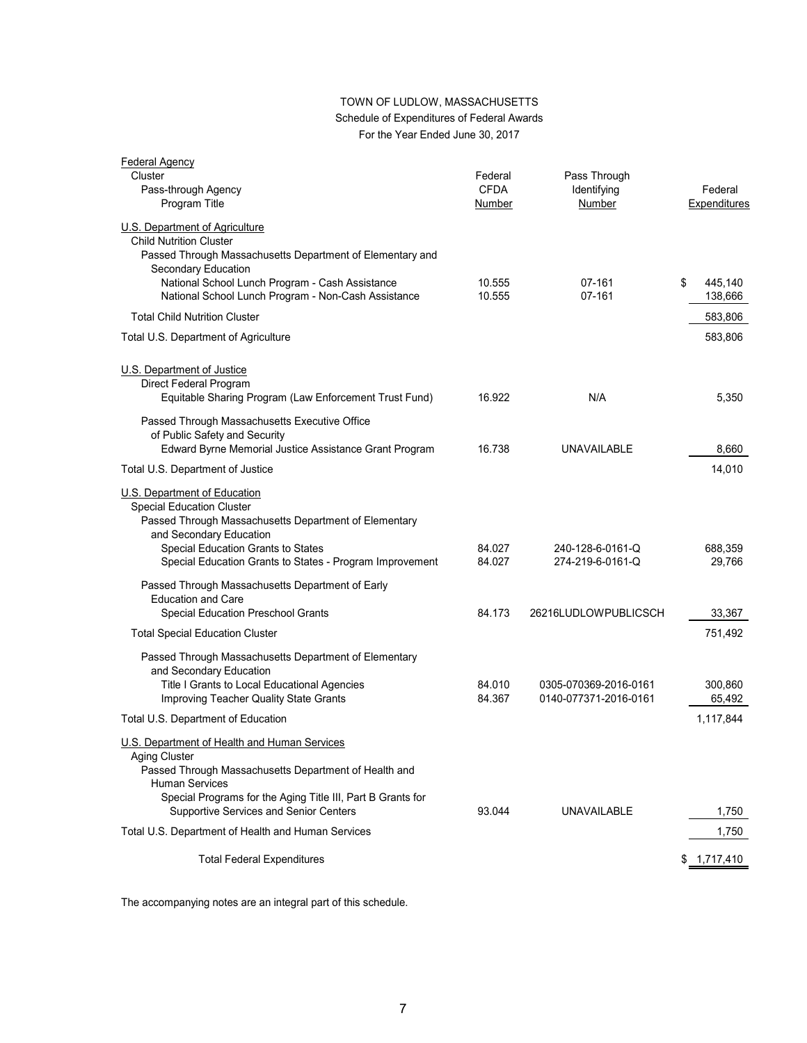# TOWN OF LUDLOW, MASSACHUSETTS

Schedule of Expenditures of Federal Awards

For the Year Ended June 30, 2017

| Federal Agency<br>Cluster<br>Pass-through Agency<br>Program Title | Federal CFDA Number | Pass Through Identifying Number | Federal Expenditures |
|---|---|---|---|
| U.S. Department of Agriculture | | | |
| Child Nutrition Cluster | | | |
| Passed Through Massachusetts Department of Elementary and Secondary Education | | | |
| National School Lunch Program - Cash Assistance | 10.555 | 07-161 | $ 445,140 |
| National School Lunch Program - Non-Cash Assistance | 10.555 | 07-161 | 138,666 |
| Total Child Nutrition Cluster | | | 583,806 |
| Total U.S. Department of Agriculture | | | 583,806 |
| U.S. Department of Justice | | | |
| Direct Federal Program | | | |
| Equitable Sharing Program (Law Enforcement Trust Fund) | 16.922 | N/A | 5,350 |
| Passed Through Massachusetts Executive Office of Public Safety and Security | | | |
| Edward Byrne Memorial Justice Assistance Grant Program | 16.738 | UNAVAILABLE | 8,660 |
| Total U.S. Department of Justice | | | 14,010 |
| U.S. Department of Education | | | |
| Special Education Cluster | | | |
| Passed Through Massachusetts Department of Elementary and Secondary Education | | | |
| Special Education Grants to States | 84.027 | 240-128-6-0161-Q | 688,359 |
| Special Education Grants to States - Program Improvement | 84.027 | 274-219-6-0161-Q | 29,766 |
| Passed Through Massachusetts Department of Early Education and Care | | | |
| Special Education Preschool Grants | 84.173 | 26216LUDLOWPUBLICSCH | 33,367 |
| Total Special Education Cluster | | | 751,492 |
| Passed Through Massachusetts Department of Elementary and Secondary Education | | | |
| Title I Grants to Local Educational Agencies | 84.010 | 0305-070369-2016-0161 | 300,860 |
| Improving Teacher Quality State Grants | 84.367 | 0140-077371-2016-0161 | 65,492 |
| Total U.S. Department of Education | | | 1,117,844 |
| U.S. Department of Health and Human Services | | | |
| Aging Cluster | | | |
| Passed Through Massachusetts Department of Health and Human Services | | | |
| Special Programs for the Aging Title III, Part B Grants for Supportive Services and Senior Centers | 93.044 | UNAVAILABLE | 1,750 |
| Total U.S. Department of Health and Human Services | | | 1,750 |
| Total Federal Expenditures | | | $ 1,717,410 |

The accompanying notes are an integral part of this schedule.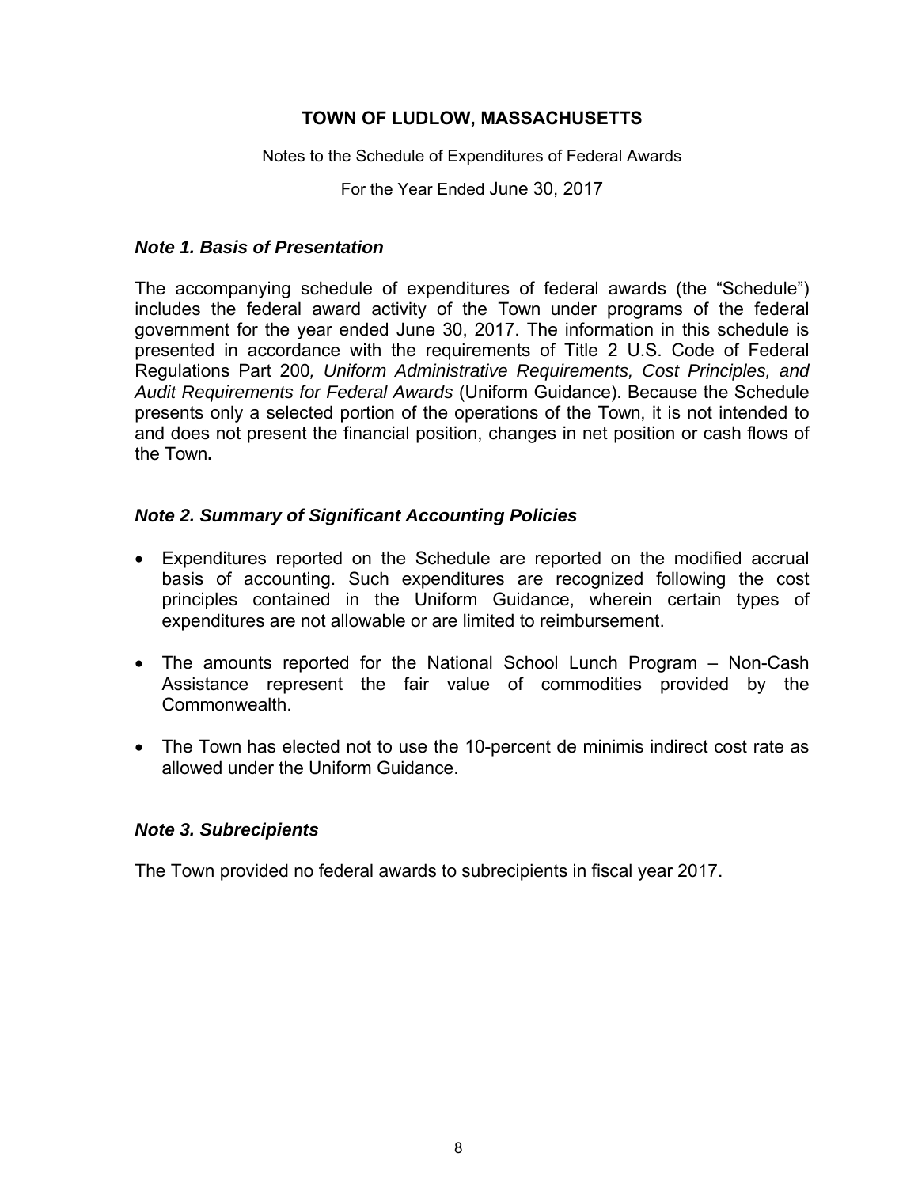**TOWN OF LUDLOW, MASSACHUSETTS**

Notes to the Schedule of Expenditures of Federal Awards

For the Year Ended June 30, 2017

### *Note 1. Basis of Presentation*

The accompanying schedule of expenditures of federal awards (the "Schedule") includes the federal award activity of the Town under programs of the federal government for the year ended June 30, 2017. The information in this schedule is presented in accordance with the requirements of Title 2 U.S. Code of Federal Regulations Part 200*, Uniform Administrative Requirements, Cost Principles, and Audit Requirements for Federal Awards* (Uniform Guidance). Because the Schedule presents only a selected portion of the operations of the Town, it is not intended to and does not present the financial position, changes in net position or cash flows of the Town**.**

### *Note 2. Summary of Significant Accounting Policies*

- Expenditures reported on the Schedule are reported on the modified accrual basis of accounting. Such expenditures are recognized following the cost principles contained in the Uniform Guidance, wherein certain types of expenditures are not allowable or are limited to reimbursement.
- The amounts reported for the National School Lunch Program – Non-Cash Assistance represent the fair value of commodities provided by the Commonwealth.
- The Town has elected not to use the 10-percent de minimis indirect cost rate as allowed under the Uniform Guidance.

### *Note 3. Subrecipients*

The Town provided no federal awards to subrecipients in fiscal year 2017.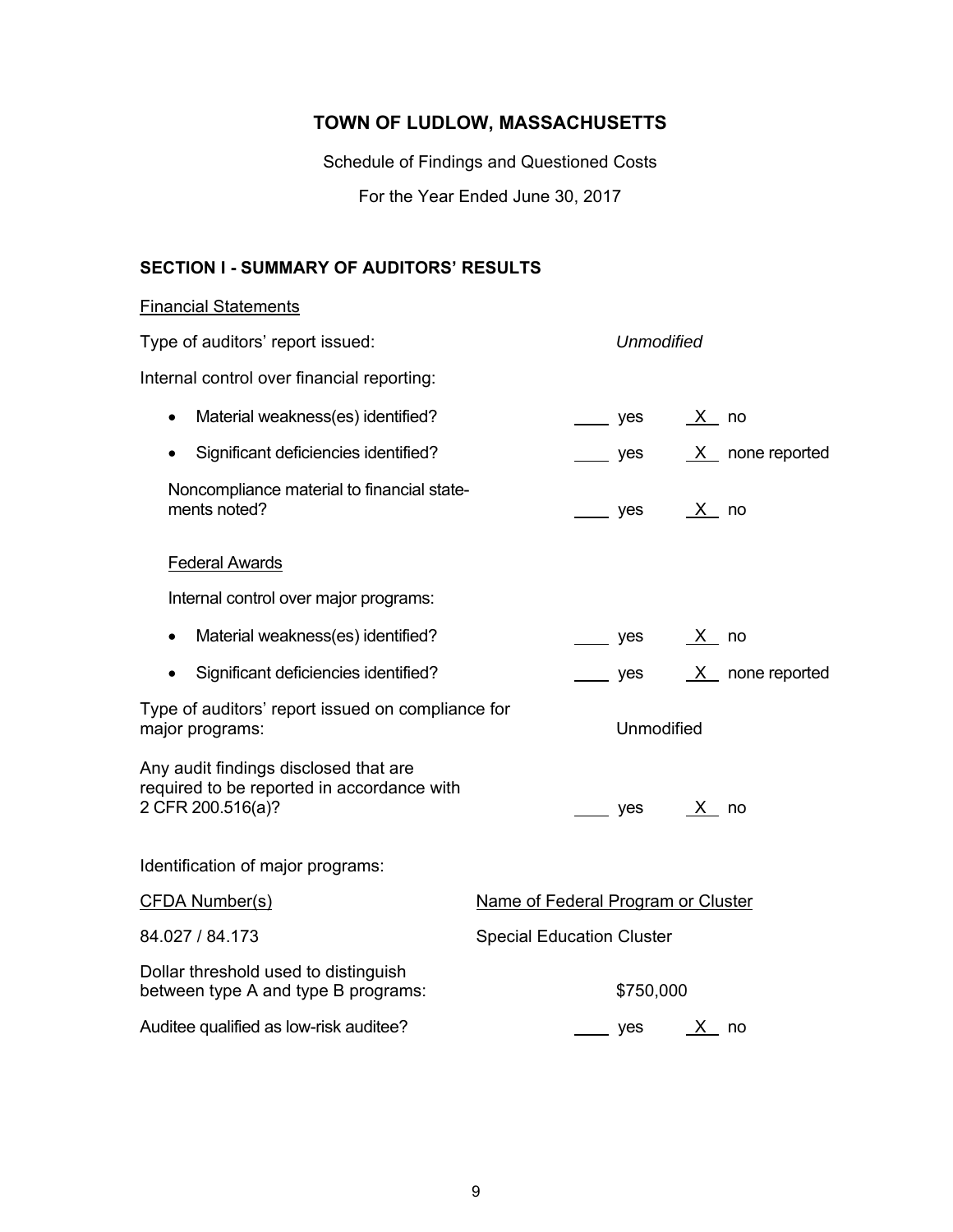# TOWN OF LUDLOW, MASSACHUSETTS

Schedule of Findings and Questioned Costs

For the Year Ended June 30, 2017

## SECTION I - SUMMARY OF AUDITORS' RESULTS

Financial Statements

Type of auditors' report issued: *Unmodified*

Internal control over financial reporting:

- Material weakness(es) identified? ____ yes _X_ no
- Significant deficiencies identified? ____ yes _X_ none reported

Noncompliance material to financial statements noted? ____ yes _X_ no

Federal Awards

Internal control over major programs:

- Material weakness(es) identified? ____ yes _X_ no
- Significant deficiencies identified? ____ yes _X_ none reported

Type of auditors' report issued on compliance for major programs: Unmodified

Any audit findings disclosed that are required to be reported in accordance with 2 CFR 200.516(a)? ____ yes _X_ no

Identification of major programs:

| CFDA Number(s) | Name of Federal Program or Cluster |
|---|---|
| 84.027 / 84.173 | Special Education Cluster |

Dollar threshold used to distinguish between type A and type B programs: $750,000

Auditee qualified as low-risk auditee? ____ yes _X_ no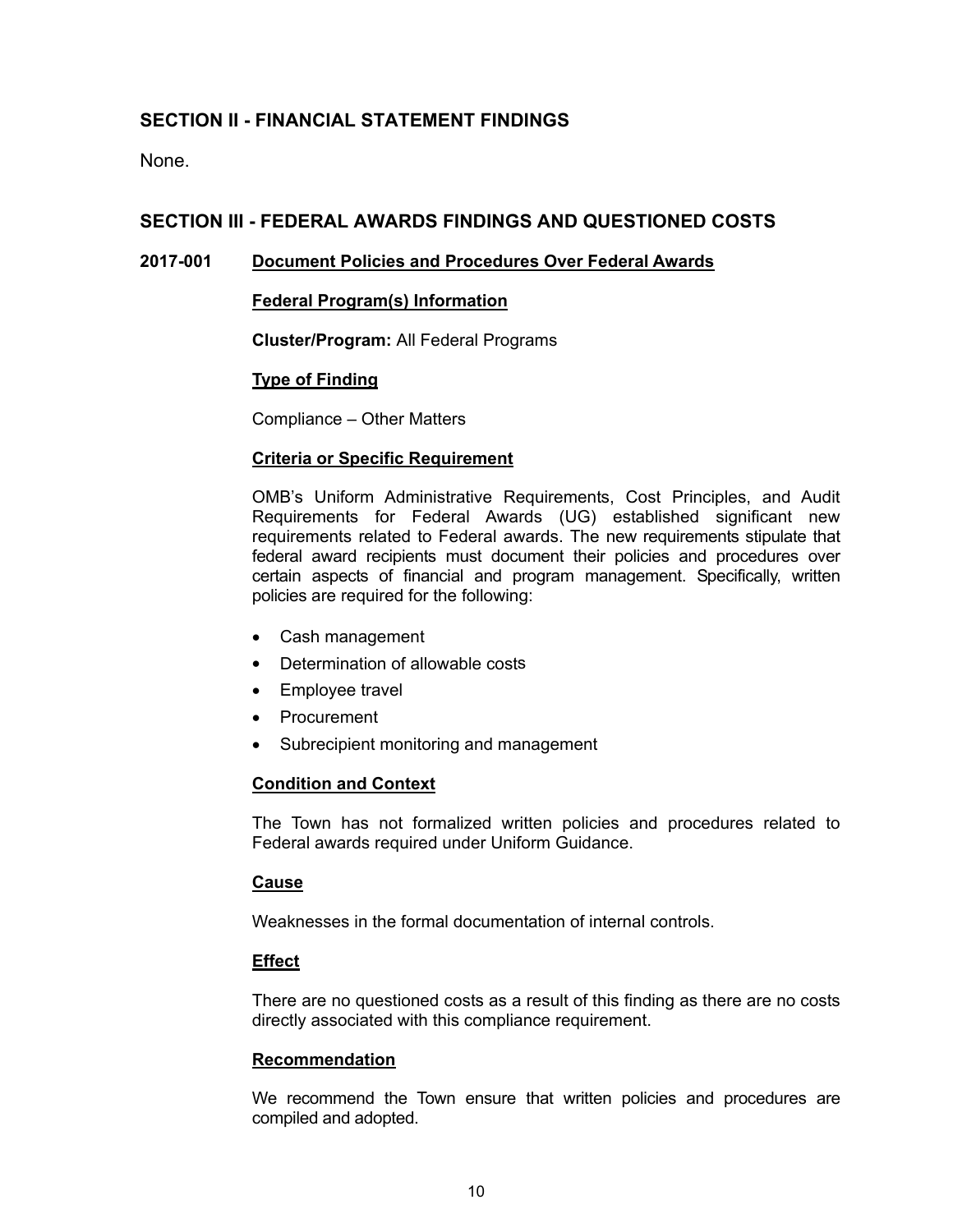## SECTION II - FINANCIAL STATEMENT FINDINGS

None.

## SECTION III - FEDERAL AWARDS FINDINGS AND QUESTIONED COSTS

### 2017-001 Document Policies and Procedures Over Federal Awards

**Federal Program(s) Information**

**Cluster/Program:** All Federal Programs

**Type of Finding**

Compliance – Other Matters

**Criteria or Specific Requirement**

OMB's Uniform Administrative Requirements, Cost Principles, and Audit Requirements for Federal Awards (UG) established significant new requirements related to Federal awards. The new requirements stipulate that federal award recipients must document their policies and procedures over certain aspects of financial and program management. Specifically, written policies are required for the following:

- Cash management
- Determination of allowable costs
- Employee travel
- Procurement
- Subrecipient monitoring and management

**Condition and Context**

The Town has not formalized written policies and procedures related to Federal awards required under Uniform Guidance.

**Cause**

Weaknesses in the formal documentation of internal controls.

**Effect**

There are no questioned costs as a result of this finding as there are no costs directly associated with this compliance requirement.

**Recommendation**

We recommend the Town ensure that written policies and procedures are compiled and adopted.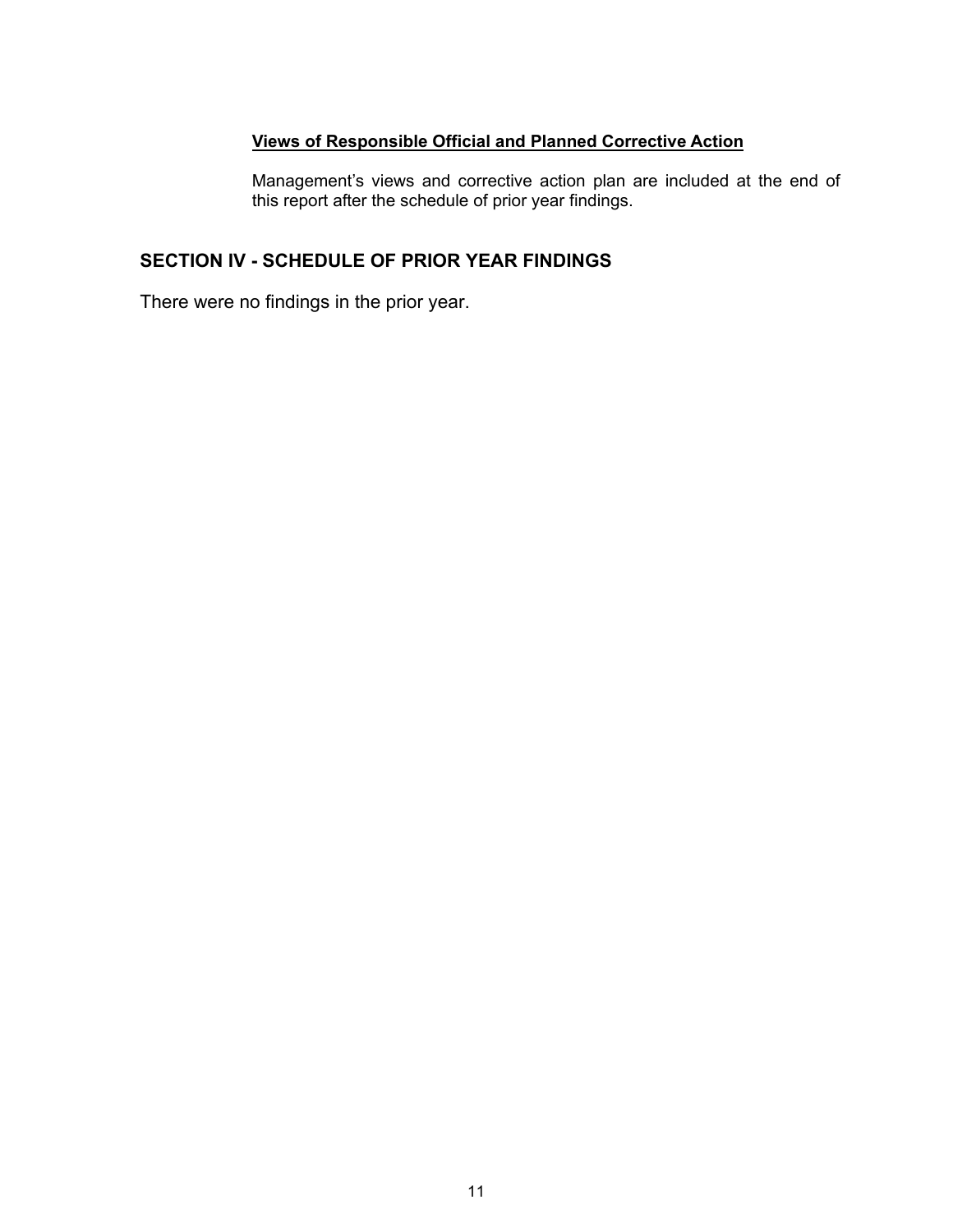**Views of Responsible Official and Planned Corrective Action**

Management's views and corrective action plan are included at the end of this report after the schedule of prior year findings.

## SECTION IV - SCHEDULE OF PRIOR YEAR FINDINGS

There were no findings in the prior year.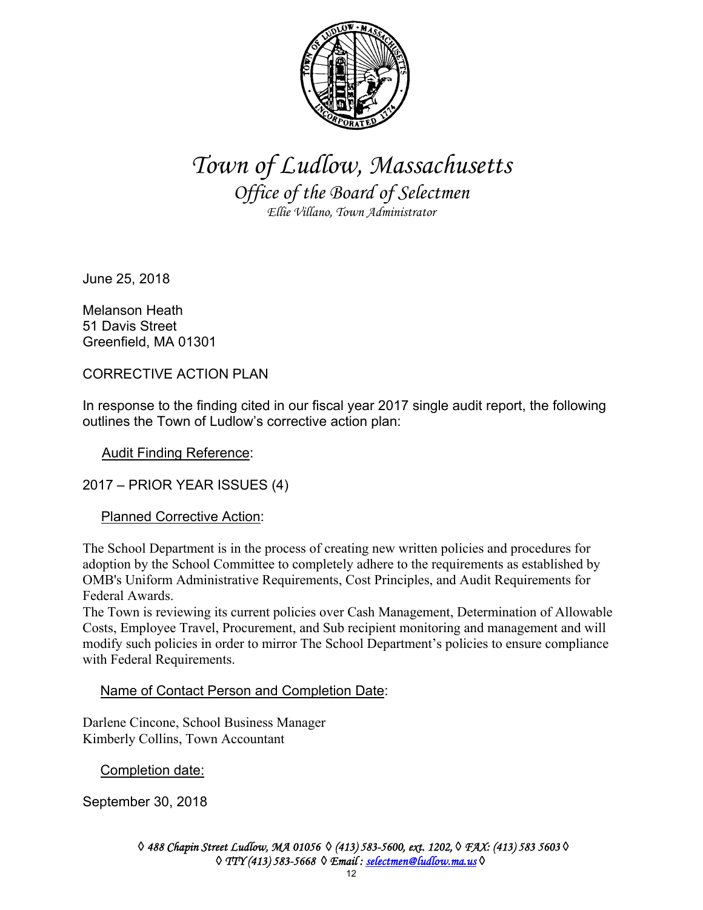# Town of Ludlow, Massachusetts

## Office of the Board of Selectmen

*Ellie Villano, Town Administrator*

June 25, 2018

Melanson Heath
51 Davis Street
Greenfield, MA 01301

CORRECTIVE ACTION PLAN

In response to the finding cited in our fiscal year 2017 single audit report, the following outlines the Town of Ludlow's corrective action plan:

Audit Finding Reference:

2017 – PRIOR YEAR ISSUES (4)

Planned Corrective Action:

The School Department is in the process of creating new written policies and procedures for adoption by the School Committee to completely adhere to the requirements as established by OMB's Uniform Administrative Requirements, Cost Principles, and Audit Requirements for Federal Awards.
The Town is reviewing its current policies over Cash Management, Determination of Allowable Costs, Employee Travel, Procurement, and Sub recipient monitoring and management and will modify such policies in order to mirror The School Department's policies to ensure compliance with Federal Requirements.

Name of Contact Person and Completion Date:

Darlene Cincone, School Business Manager
Kimberly Collins, Town Accountant

Completion date:

September 30, 2018

*◊ 488 Chapin Street Ludlow, MA 01056 ◊ (413) 583-5600, ext. 1202, ◊ FAX: (413) 583 5603 ◊*
*◊ TTY (413) 583-5668 ◊ Email : selectmen@ludlow.ma.us ◊*